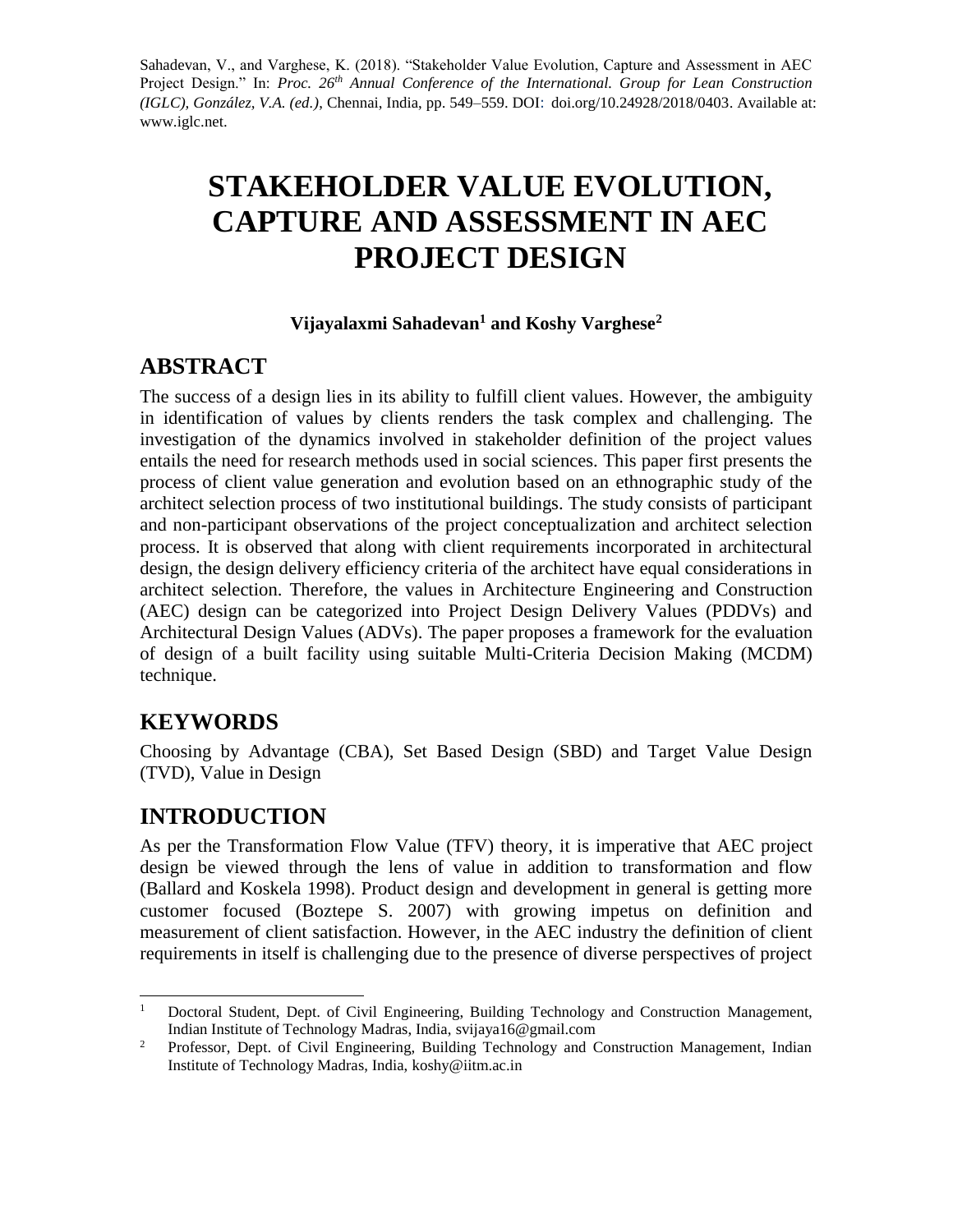Sahadevan, V., and Varghese, K. (2018). "Stakeholder Value Evolution, Capture and Assessment in AEC Project Design." In: *Proc. 26th Annual Conference of the International. Group for Lean Construction (IGLC), González, V.A. (ed.)*, Chennai, India, pp. 549–559. DOI: doi.org/10.24928/2018/0403. Available at: www.iglc.net.

# STAKEHOLDER VALUE EVOLUTION, CAPTURE AND ASSESSMENT IN AEC PROJECT DESIGN

**Vijayalaxmi Sahadevan[1] and Koshy Varghese[2]**

## ABSTRACT

The success of a design lies in its ability to fulfill client values. However, the ambiguity in identification of values by clients renders the task complex and challenging. The investigation of the dynamics involved in stakeholder definition of the project values entails the need for research methods used in social sciences. This paper first presents the process of client value generation and evolution based on an ethnographic study of the architect selection process of two institutional buildings. The study consists of participant and non-participant observations of the project conceptualization and architect selection process. It is observed that along with client requirements incorporated in architectural design, the design delivery efficiency criteria of the architect have equal considerations in architect selection. Therefore, the values in Architecture Engineering and Construction (AEC) design can be categorized into Project Design Delivery Values (PDDVs) and Architectural Design Values (ADVs). The paper proposes a framework for the evaluation of design of a built facility using suitable Multi-Criteria Decision Making (MCDM) technique.

## KEYWORDS

Choosing by Advantage (CBA), Set Based Design (SBD) and Target Value Design (TVD), Value in Design

## INTRODUCTION

As per the Transformation Flow Value (TFV) theory, it is imperative that AEC project design be viewed through the lens of value in addition to transformation and flow (Ballard and Koskela 1998). Product design and development in general is getting more customer focused (Boztepe S. 2007) with growing impetus on definition and measurement of client satisfaction. However, in the AEC industry the definition of client requirements in itself is challenging due to the presence of diverse perspectives of project

---

[1] Doctoral Student, Dept. of Civil Engineering, Building Technology and Construction Management, Indian Institute of Technology Madras, India, svijaya16@gmail.com

[2] Professor, Dept. of Civil Engineering, Building Technology and Construction Management, Indian Institute of Technology Madras, India, koshy@iitm.ac.in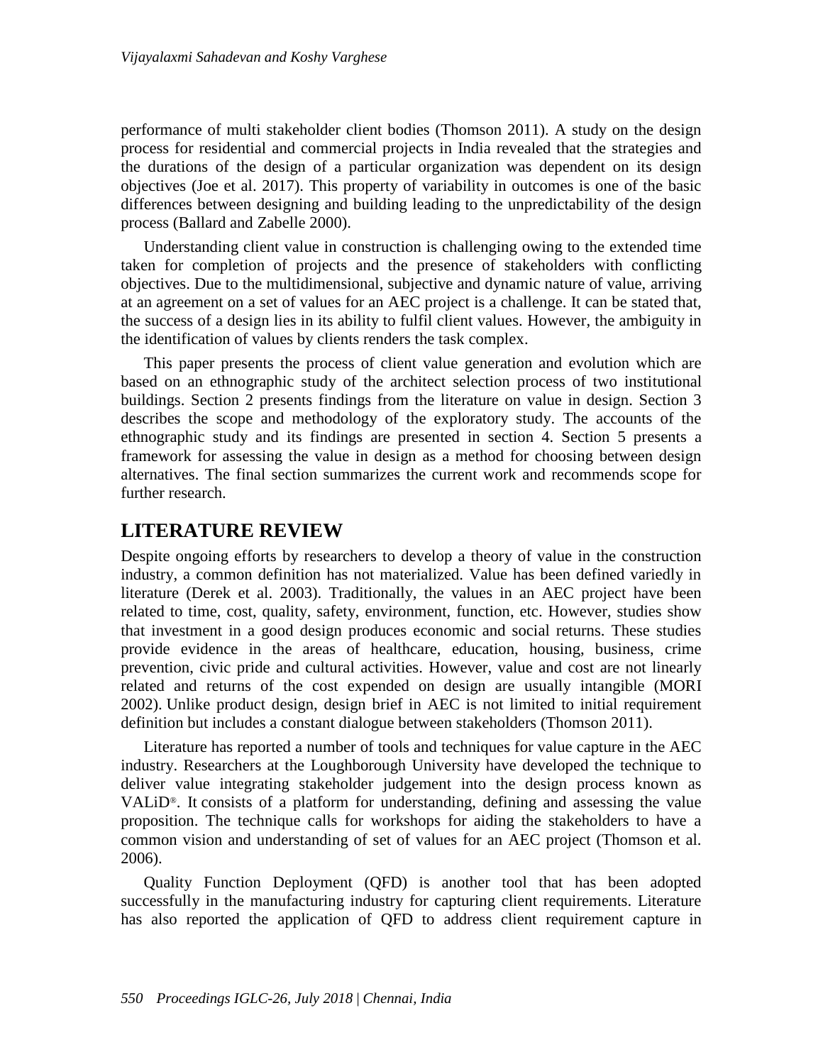performance of multi stakeholder client bodies (Thomson 2011). A study on the design process for residential and commercial projects in India revealed that the strategies and the durations of the design of a particular organization was dependent on its design objectives (Joe et al. 2017). This property of variability in outcomes is one of the basic differences between designing and building leading to the unpredictability of the design process (Ballard and Zabelle 2000).

Understanding client value in construction is challenging owing to the extended time taken for completion of projects and the presence of stakeholders with conflicting objectives. Due to the multidimensional, subjective and dynamic nature of value, arriving at an agreement on a set of values for an AEC project is a challenge. It can be stated that, the success of a design lies in its ability to fulfil client values. However, the ambiguity in the identification of values by clients renders the task complex.

This paper presents the process of client value generation and evolution which are based on an ethnographic study of the architect selection process of two institutional buildings. Section 2 presents findings from the literature on value in design. Section 3 describes the scope and methodology of the exploratory study. The accounts of the ethnographic study and its findings are presented in section 4. Section 5 presents a framework for assessing the value in design as a method for choosing between design alternatives. The final section summarizes the current work and recommends scope for further research.

# LITERATURE REVIEW

Despite ongoing efforts by researchers to develop a theory of value in the construction industry, a common definition has not materialized. Value has been defined variedly in literature (Derek et al. 2003). Traditionally, the values in an AEC project have been related to time, cost, quality, safety, environment, function, etc. However, studies show that investment in a good design produces economic and social returns. These studies provide evidence in the areas of healthcare, education, housing, business, crime prevention, civic pride and cultural activities. However, value and cost are not linearly related and returns of the cost expended on design are usually intangible (MORI 2002). Unlike product design, design brief in AEC is not limited to initial requirement definition but includes a constant dialogue between stakeholders (Thomson 2011).

Literature has reported a number of tools and techniques for value capture in the AEC industry. Researchers at the Loughborough University have developed the technique to deliver value integrating stakeholder judgement into the design process known as VALiD®. It consists of a platform for understanding, defining and assessing the value proposition. The technique calls for workshops for aiding the stakeholders to have a common vision and understanding of set of values for an AEC project (Thomson et al. 2006).

Quality Function Deployment (QFD) is another tool that has been adopted successfully in the manufacturing industry for capturing client requirements. Literature has also reported the application of QFD to address client requirement capture in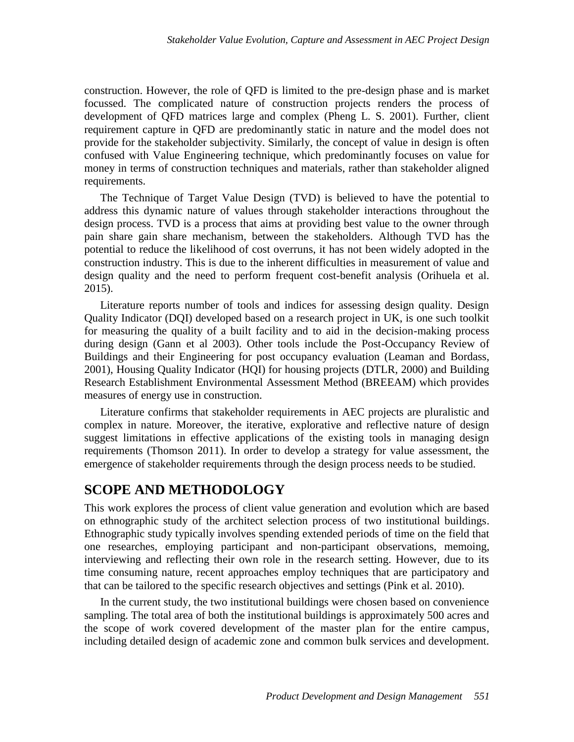construction. However, the role of QFD is limited to the pre-design phase and is market focussed. The complicated nature of construction projects renders the process of development of QFD matrices large and complex (Pheng L. S. 2001). Further, client requirement capture in QFD are predominantly static in nature and the model does not provide for the stakeholder subjectivity. Similarly, the concept of value in design is often confused with Value Engineering technique, which predominantly focuses on value for money in terms of construction techniques and materials, rather than stakeholder aligned requirements.

The Technique of Target Value Design (TVD) is believed to have the potential to address this dynamic nature of values through stakeholder interactions throughout the design process. TVD is a process that aims at providing best value to the owner through pain share gain share mechanism, between the stakeholders. Although TVD has the potential to reduce the likelihood of cost overruns, it has not been widely adopted in the construction industry. This is due to the inherent difficulties in measurement of value and design quality and the need to perform frequent cost-benefit analysis (Orihuela et al. 2015).

Literature reports number of tools and indices for assessing design quality. Design Quality Indicator (DQI) developed based on a research project in UK, is one such toolkit for measuring the quality of a built facility and to aid in the decision-making process during design (Gann et al 2003). Other tools include the Post-Occupancy Review of Buildings and their Engineering for post occupancy evaluation (Leaman and Bordass, 2001), Housing Quality Indicator (HQI) for housing projects (DTLR, 2000) and Building Research Establishment Environmental Assessment Method (BREEAM) which provides measures of energy use in construction.

Literature confirms that stakeholder requirements in AEC projects are pluralistic and complex in nature. Moreover, the iterative, explorative and reflective nature of design suggest limitations in effective applications of the existing tools in managing design requirements (Thomson 2011). In order to develop a strategy for value assessment, the emergence of stakeholder requirements through the design process needs to be studied.

## SCOPE AND METHODOLOGY

This work explores the process of client value generation and evolution which are based on ethnographic study of the architect selection process of two institutional buildings. Ethnographic study typically involves spending extended periods of time on the field that one researches, employing participant and non-participant observations, memoing, interviewing and reflecting their own role in the research setting. However, due to its time consuming nature, recent approaches employ techniques that are participatory and that can be tailored to the specific research objectives and settings (Pink et al. 2010).

In the current study, the two institutional buildings were chosen based on convenience sampling. The total area of both the institutional buildings is approximately 500 acres and the scope of work covered development of the master plan for the entire campus, including detailed design of academic zone and common bulk services and development.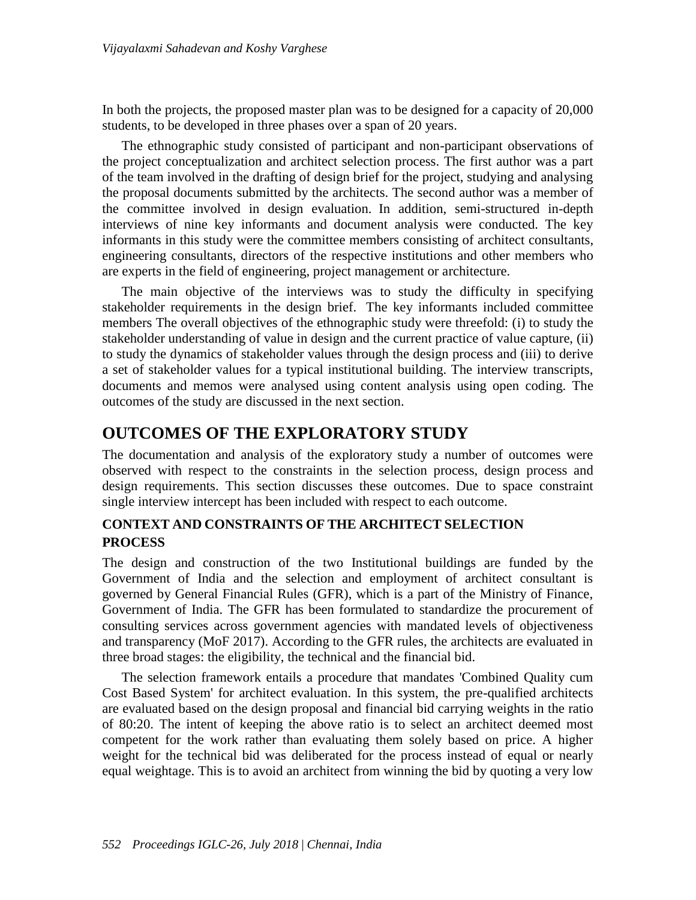In both the projects, the proposed master plan was to be designed for a capacity of 20,000 students, to be developed in three phases over a span of 20 years.

The ethnographic study consisted of participant and non-participant observations of the project conceptualization and architect selection process. The first author was a part of the team involved in the drafting of design brief for the project, studying and analysing the proposal documents submitted by the architects. The second author was a member of the committee involved in design evaluation. In addition, semi-structured in-depth interviews of nine key informants and document analysis were conducted. The key informants in this study were the committee members consisting of architect consultants, engineering consultants, directors of the respective institutions and other members who are experts in the field of engineering, project management or architecture.

The main objective of the interviews was to study the difficulty in specifying stakeholder requirements in the design brief. The key informants included committee members The overall objectives of the ethnographic study were threefold: (i) to study the stakeholder understanding of value in design and the current practice of value capture, (ii) to study the dynamics of stakeholder values through the design process and (iii) to derive a set of stakeholder values for a typical institutional building. The interview transcripts, documents and memos were analysed using content analysis using open coding. The outcomes of the study are discussed in the next section.

## OUTCOMES OF THE EXPLORATORY STUDY

The documentation and analysis of the exploratory study a number of outcomes were observed with respect to the constraints in the selection process, design process and design requirements. This section discusses these outcomes. Due to space constraint single interview intercept has been included with respect to each outcome.

### CONTEXT AND CONSTRAINTS OF THE ARCHITECT SELECTION PROCESS

The design and construction of the two Institutional buildings are funded by the Government of India and the selection and employment of architect consultant is governed by General Financial Rules (GFR), which is a part of the Ministry of Finance, Government of India. The GFR has been formulated to standardize the procurement of consulting services across government agencies with mandated levels of objectiveness and transparency (MoF 2017). According to the GFR rules, the architects are evaluated in three broad stages: the eligibility, the technical and the financial bid.

The selection framework entails a procedure that mandates 'Combined Quality cum Cost Based System' for architect evaluation. In this system, the pre-qualified architects are evaluated based on the design proposal and financial bid carrying weights in the ratio of 80:20. The intent of keeping the above ratio is to select an architect deemed most competent for the work rather than evaluating them solely based on price. A higher weight for the technical bid was deliberated for the process instead of equal or nearly equal weightage. This is to avoid an architect from winning the bid by quoting a very low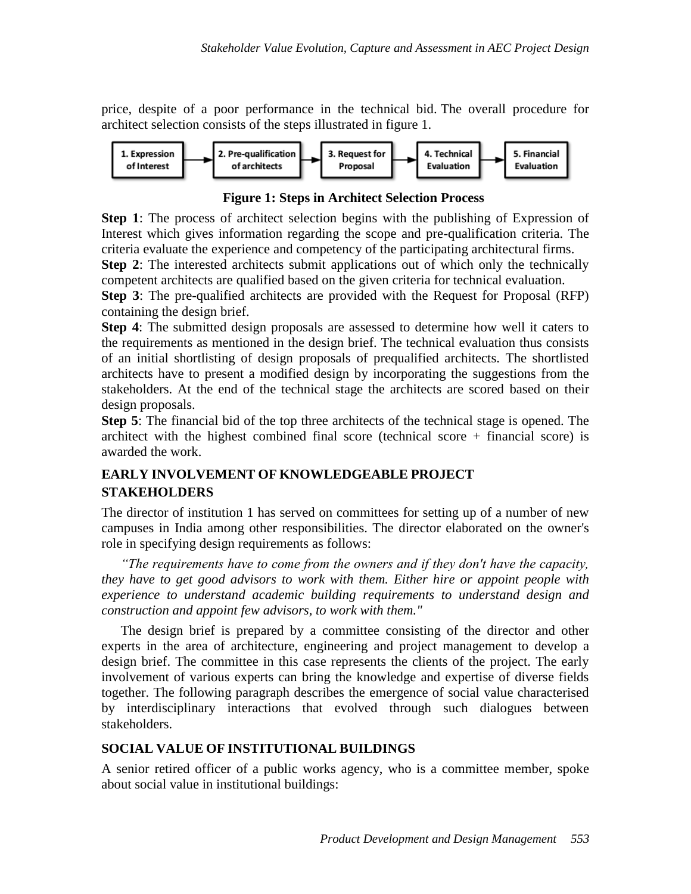price, despite of a poor performance in the technical bid. The overall procedure for architect selection consists of the steps illustrated in figure 1.

1. Expression of Interest → 2. Pre-qualification of architects → 3. Request for Proposal → 4. Technical Evaluation → 5. Financial Evaluation

**Figure 1: Steps in Architect Selection Process**

**Step 1**: The process of architect selection begins with the publishing of Expression of Interest which gives information regarding the scope and pre-qualification criteria. The criteria evaluate the experience and competency of the participating architectural firms.

**Step 2**: The interested architects submit applications out of which only the technically competent architects are qualified based on the given criteria for technical evaluation.

**Step 3**: The pre-qualified architects are provided with the Request for Proposal (RFP) containing the design brief.

**Step 4**: The submitted design proposals are assessed to determine how well it caters to the requirements as mentioned in the design brief. The technical evaluation thus consists of an initial shortlisting of design proposals of prequalified architects. The shortlisted architects have to present a modified design by incorporating the suggestions from the stakeholders. At the end of the technical stage the architects are scored based on their design proposals.

**Step 5**: The financial bid of the top three architects of the technical stage is opened. The architect with the highest combined final score (technical score + financial score) is awarded the work.

## EARLY INVOLVEMENT OF KNOWLEDGEABLE PROJECT STAKEHOLDERS

The director of institution 1 has served on committees for setting up of a number of new campuses in India among other responsibilities. The director elaborated on the owner's role in specifying design requirements as follows:

*"The requirements have to come from the owners and if they don't have the capacity, they have to get good advisors to work with them. Either hire or appoint people with experience to understand academic building requirements to understand design and construction and appoint few advisors, to work with them."*

The design brief is prepared by a committee consisting of the director and other experts in the area of architecture, engineering and project management to develop a design brief. The committee in this case represents the clients of the project. The early involvement of various experts can bring the knowledge and expertise of diverse fields together. The following paragraph describes the emergence of social value characterised by interdisciplinary interactions that evolved through such dialogues between stakeholders.

## SOCIAL VALUE OF INSTITUTIONAL BUILDINGS

A senior retired officer of a public works agency, who is a committee member, spoke about social value in institutional buildings: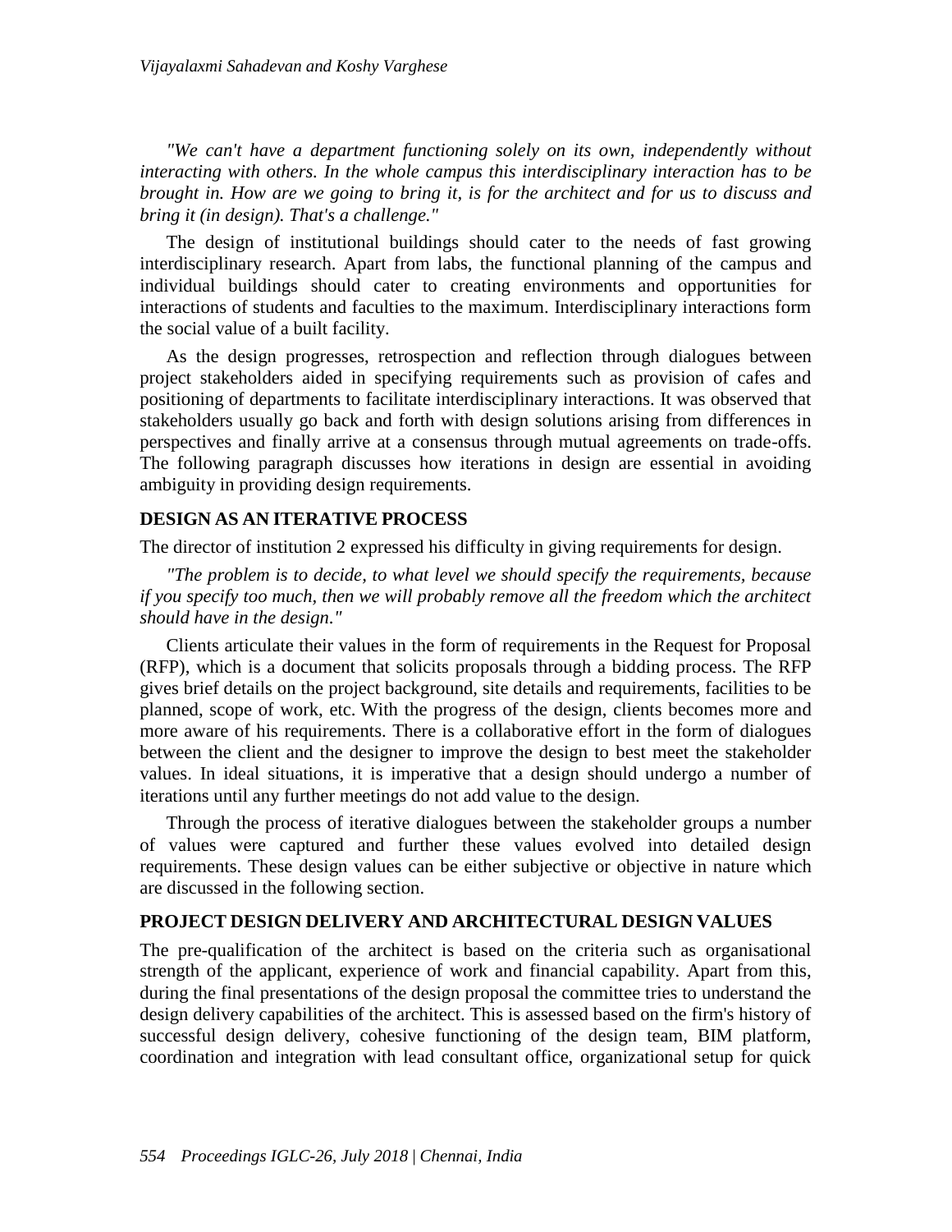*"We can't have a department functioning solely on its own, independently without interacting with others. In the whole campus this interdisciplinary interaction has to be brought in. How are we going to bring it, is for the architect and for us to discuss and bring it (in design). That's a challenge."*

The design of institutional buildings should cater to the needs of fast growing interdisciplinary research. Apart from labs, the functional planning of the campus and individual buildings should cater to creating environments and opportunities for interactions of students and faculties to the maximum. Interdisciplinary interactions form the social value of a built facility.

As the design progresses, retrospection and reflection through dialogues between project stakeholders aided in specifying requirements such as provision of cafes and positioning of departments to facilitate interdisciplinary interactions. It was observed that stakeholders usually go back and forth with design solutions arising from differences in perspectives and finally arrive at a consensus through mutual agreements on trade-offs. The following paragraph discusses how iterations in design are essential in avoiding ambiguity in providing design requirements.

## DESIGN AS AN ITERATIVE PROCESS

The director of institution 2 expressed his difficulty in giving requirements for design.

*"The problem is to decide, to what level we should specify the requirements, because if you specify too much, then we will probably remove all the freedom which the architect should have in the design."*

Clients articulate their values in the form of requirements in the Request for Proposal (RFP), which is a document that solicits proposals through a bidding process. The RFP gives brief details on the project background, site details and requirements, facilities to be planned, scope of work, etc. With the progress of the design, clients becomes more and more aware of his requirements. There is a collaborative effort in the form of dialogues between the client and the designer to improve the design to best meet the stakeholder values. In ideal situations, it is imperative that a design should undergo a number of iterations until any further meetings do not add value to the design.

Through the process of iterative dialogues between the stakeholder groups a number of values were captured and further these values evolved into detailed design requirements. These design values can be either subjective or objective in nature which are discussed in the following section.

## PROJECT DESIGN DELIVERY AND ARCHITECTURAL DESIGN VALUES

The pre-qualification of the architect is based on the criteria such as organisational strength of the applicant, experience of work and financial capability. Apart from this, during the final presentations of the design proposal the committee tries to understand the design delivery capabilities of the architect. This is assessed based on the firm's history of successful design delivery, cohesive functioning of the design team, BIM platform, coordination and integration with lead consultant office, organizational setup for quick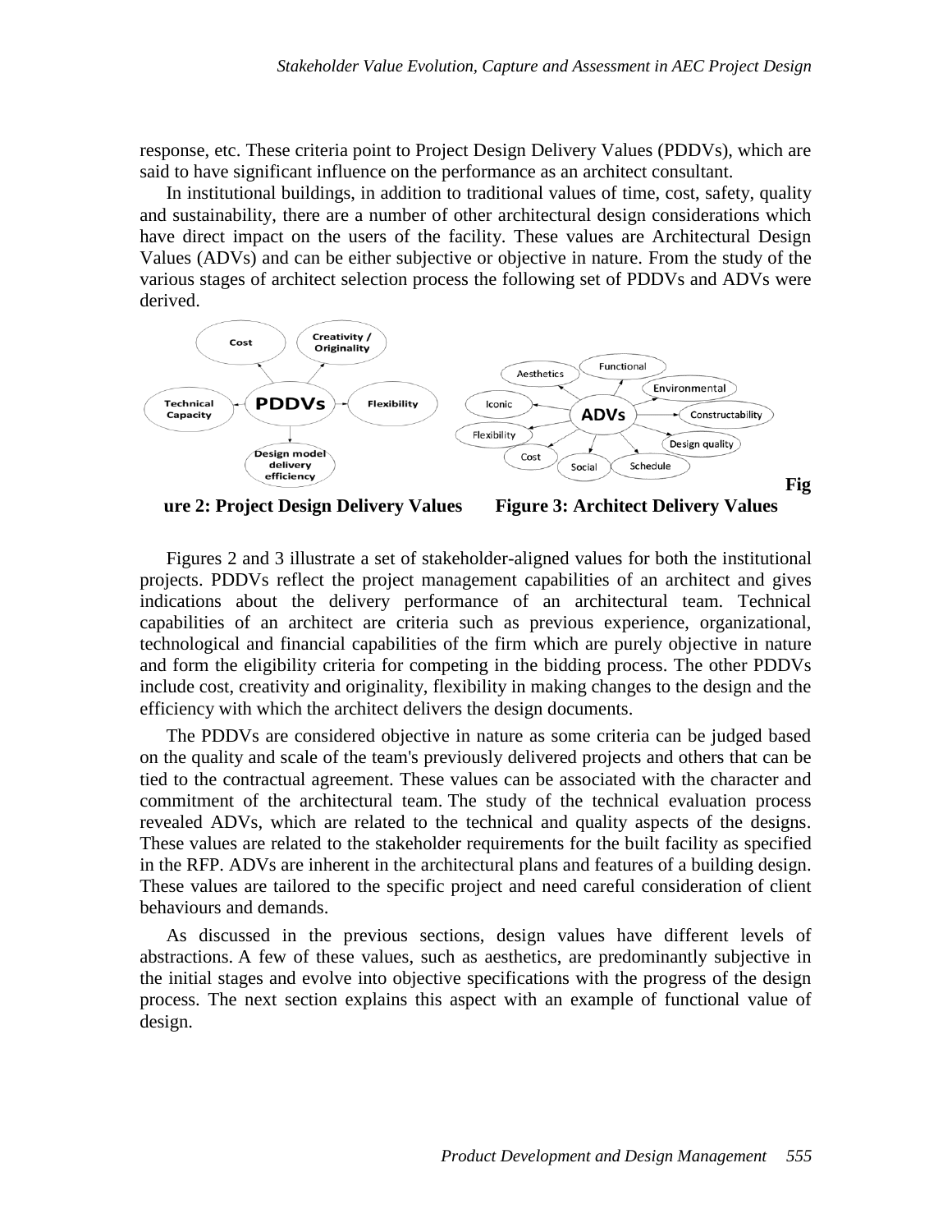response, etc. These criteria point to Project Design Delivery Values (PDDVs), which are said to have significant influence on the performance as an architect consultant.

In institutional buildings, in addition to traditional values of time, cost, safety, quality and sustainability, there are a number of other architectural design considerations which have direct impact on the users of the facility. These values are Architectural Design Values (ADVs) and can be either subjective or objective in nature. From the study of the various stages of architect selection process the following set of PDDVs and ADVs were derived.

**Figure 2: Project Design Delivery Values** **Figure 3: Architect Delivery Values**

Figures 2 and 3 illustrate a set of stakeholder-aligned values for both the institutional projects. PDDVs reflect the project management capabilities of an architect and gives indications about the delivery performance of an architectural team. Technical capabilities of an architect are criteria such as previous experience, organizational, technological and financial capabilities of the firm which are purely objective in nature and form the eligibility criteria for competing in the bidding process. The other PDDVs include cost, creativity and originality, flexibility in making changes to the design and the efficiency with which the architect delivers the design documents.

The PDDVs are considered objective in nature as some criteria can be judged based on the quality and scale of the team's previously delivered projects and others that can be tied to the contractual agreement. These values can be associated with the character and commitment of the architectural team. The study of the technical evaluation process revealed ADVs, which are related to the technical and quality aspects of the designs. These values are related to the stakeholder requirements for the built facility as specified in the RFP. ADVs are inherent in the architectural plans and features of a building design. These values are tailored to the specific project and need careful consideration of client behaviours and demands.

As discussed in the previous sections, design values have different levels of abstractions. A few of these values, such as aesthetics, are predominantly subjective in the initial stages and evolve into objective specifications with the progress of the design process. The next section explains this aspect with an example of functional value of design.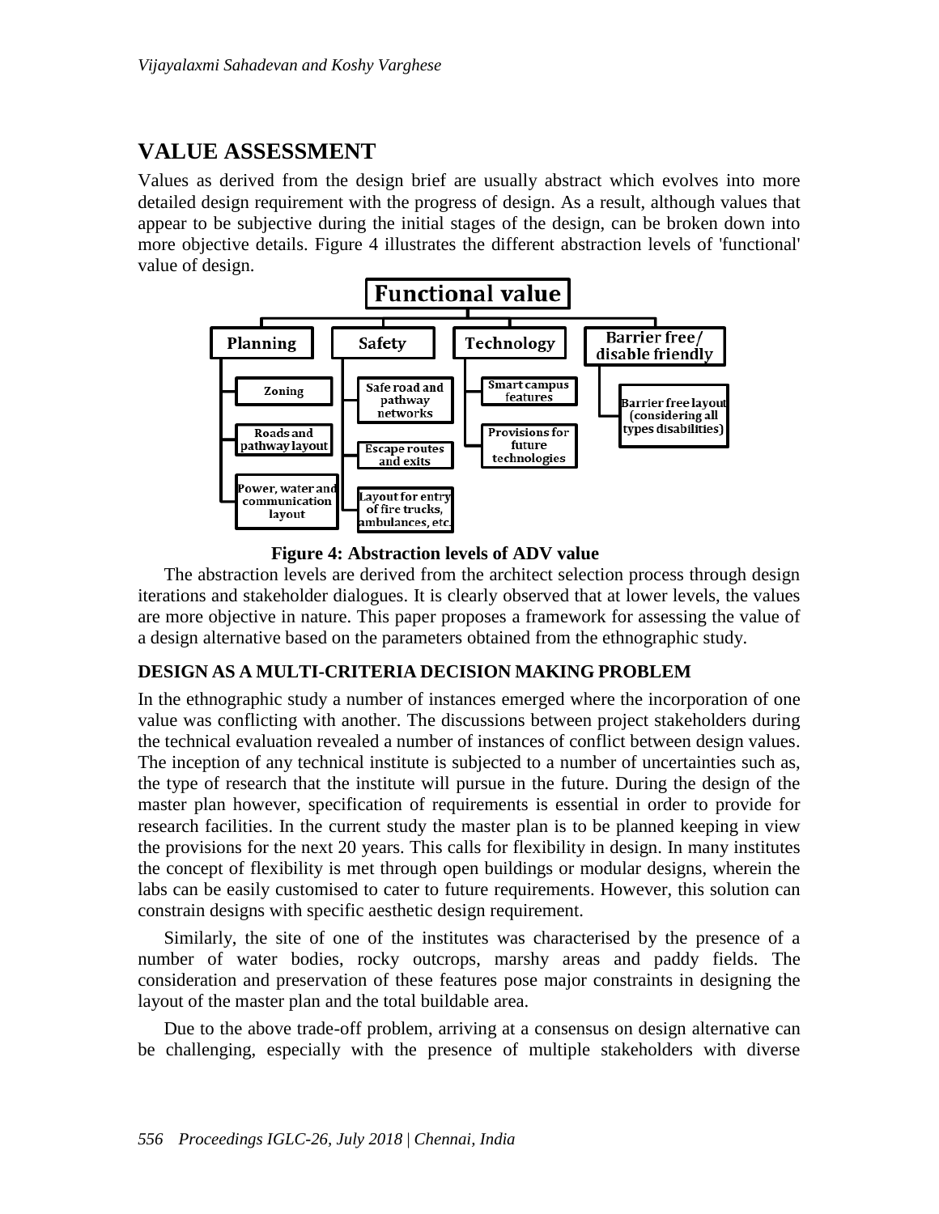## VALUE ASSESSMENT

Values as derived from the design brief are usually abstract which evolves into more detailed design requirement with the progress of design. As a result, although values that appear to be subjective during the initial stages of the design, can be broken down into more objective details. Figure 4 illustrates the different abstraction levels of 'functional' value of design.

**Figure 4: Abstraction levels of ADV value**

The abstraction levels are derived from the architect selection process through design iterations and stakeholder dialogues. It is clearly observed that at lower levels, the values are more objective in nature. This paper proposes a framework for assessing the value of a design alternative based on the parameters obtained from the ethnographic study.

### DESIGN AS A MULTI-CRITERIA DECISION MAKING PROBLEM

In the ethnographic study a number of instances emerged where the incorporation of one value was conflicting with another. The discussions between project stakeholders during the technical evaluation revealed a number of instances of conflict between design values. The inception of any technical institute is subjected to a number of uncertainties such as, the type of research that the institute will pursue in the future. During the design of the master plan however, specification of requirements is essential in order to provide for research facilities. In the current study the master plan is to be planned keeping in view the provisions for the next 20 years. This calls for flexibility in design. In many institutes the concept of flexibility is met through open buildings or modular designs, wherein the labs can be easily customised to cater to future requirements. However, this solution can constrain designs with specific aesthetic design requirement.

Similarly, the site of one of the institutes was characterised by the presence of a number of water bodies, rocky outcrops, marshy areas and paddy fields. The consideration and preservation of these features pose major constraints in designing the layout of the master plan and the total buildable area.

Due to the above trade-off problem, arriving at a consensus on design alternative can be challenging, especially with the presence of multiple stakeholders with diverse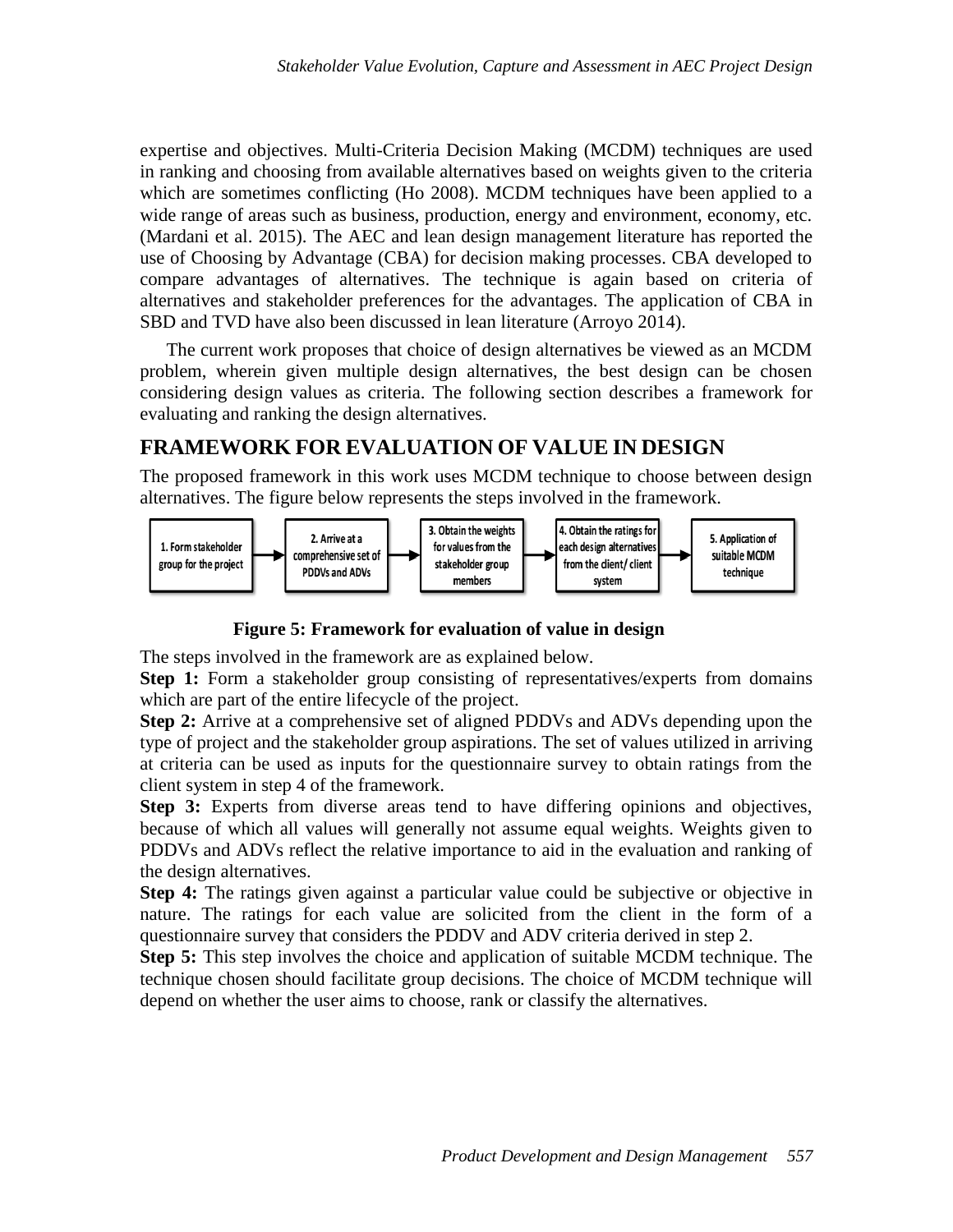expertise and objectives. Multi-Criteria Decision Making (MCDM) techniques are used in ranking and choosing from available alternatives based on weights given to the criteria which are sometimes conflicting (Ho 2008). MCDM techniques have been applied to a wide range of areas such as business, production, energy and environment, economy, etc. (Mardani et al. 2015). The AEC and lean design management literature has reported the use of Choosing by Advantage (CBA) for decision making processes. CBA developed to compare advantages of alternatives. The technique is again based on criteria of alternatives and stakeholder preferences for the advantages. The application of CBA in SBD and TVD have also been discussed in lean literature (Arroyo 2014).

The current work proposes that choice of design alternatives be viewed as an MCDM problem, wherein given multiple design alternatives, the best design can be chosen considering design values as criteria. The following section describes a framework for evaluating and ranking the design alternatives.

## FRAMEWORK FOR EVALUATION OF VALUE IN DESIGN

The proposed framework in this work uses MCDM technique to choose between design alternatives. The figure below represents the steps involved in the framework.

1. Form stakeholder group for the project → 2. Arrive at a comprehensive set of PDDVs and ADVs → 3. Obtain the weights for values from the stakeholder group members → 4. Obtain the ratings for each design alternatives from the client/ client system → 5. Application of suitable MCDM technique

**Figure 5: Framework for evaluation of value in design**

The steps involved in the framework are as explained below.

**Step 1:** Form a stakeholder group consisting of representatives/experts from domains which are part of the entire lifecycle of the project.

**Step 2:** Arrive at a comprehensive set of aligned PDDVs and ADVs depending upon the type of project and the stakeholder group aspirations. The set of values utilized in arriving at criteria can be used as inputs for the questionnaire survey to obtain ratings from the client system in step 4 of the framework.

**Step 3:** Experts from diverse areas tend to have differing opinions and objectives, because of which all values will generally not assume equal weights. Weights given to PDDVs and ADVs reflect the relative importance to aid in the evaluation and ranking of the design alternatives.

**Step 4:** The ratings given against a particular value could be subjective or objective in nature. The ratings for each value are solicited from the client in the form of a questionnaire survey that considers the PDDV and ADV criteria derived in step 2.

**Step 5:** This step involves the choice and application of suitable MCDM technique. The technique chosen should facilitate group decisions. The choice of MCDM technique will depend on whether the user aims to choose, rank or classify the alternatives.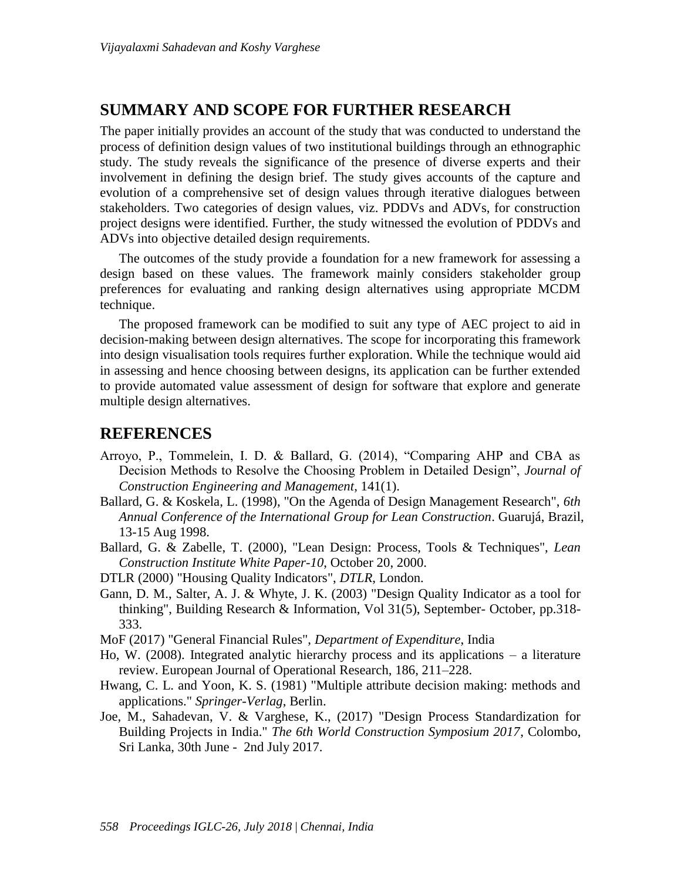## SUMMARY AND SCOPE FOR FURTHER RESEARCH

The paper initially provides an account of the study that was conducted to understand the process of definition design values of two institutional buildings through an ethnographic study. The study reveals the significance of the presence of diverse experts and their involvement in defining the design brief. The study gives accounts of the capture and evolution of a comprehensive set of design values through iterative dialogues between stakeholders. Two categories of design values, viz. PDDVs and ADVs, for construction project designs were identified. Further, the study witnessed the evolution of PDDVs and ADVs into objective detailed design requirements.

The outcomes of the study provide a foundation for a new framework for assessing a design based on these values. The framework mainly considers stakeholder group preferences for evaluating and ranking design alternatives using appropriate MCDM technique.

The proposed framework can be modified to suit any type of AEC project to aid in decision-making between design alternatives. The scope for incorporating this framework into design visualisation tools requires further exploration. While the technique would aid in assessing and hence choosing between designs, its application can be further extended to provide automated value assessment of design for software that explore and generate multiple design alternatives.

## REFERENCES

Arroyo, P., Tommelein, I. D. & Ballard, G. (2014), "Comparing AHP and CBA as Decision Methods to Resolve the Choosing Problem in Detailed Design", *Journal of Construction Engineering and Management*, 141(1).

Ballard, G. & Koskela, L. (1998), "On the Agenda of Design Management Research", *6th Annual Conference of the International Group for Lean Construction*. Guarujá, Brazil, 13-15 Aug 1998.

Ballard, G. & Zabelle, T. (2000), "Lean Design: Process, Tools & Techniques", *Lean Construction Institute White Paper-10*, October 20, 2000.

DTLR (2000) "Housing Quality Indicators", *DTLR*, London.

Gann, D. M., Salter, A. J. & Whyte, J. K. (2003) "Design Quality Indicator as a tool for thinking", Building Research & Information, Vol 31(5), September- October, pp.318-333.

MoF (2017) "General Financial Rules", *Department of Expenditure*, India

Ho, W. (2008). Integrated analytic hierarchy process and its applications – a literature review. European Journal of Operational Research, 186, 211–228.

Hwang, C. L. and Yoon, K. S. (1981) "Multiple attribute decision making: methods and applications." *Springer-Verlag*, Berlin.

Joe, M., Sahadevan, V. & Varghese, K., (2017) "Design Process Standardization for Building Projects in India." *The 6th World Construction Symposium 2017*, Colombo, Sri Lanka, 30th June - 2nd July 2017.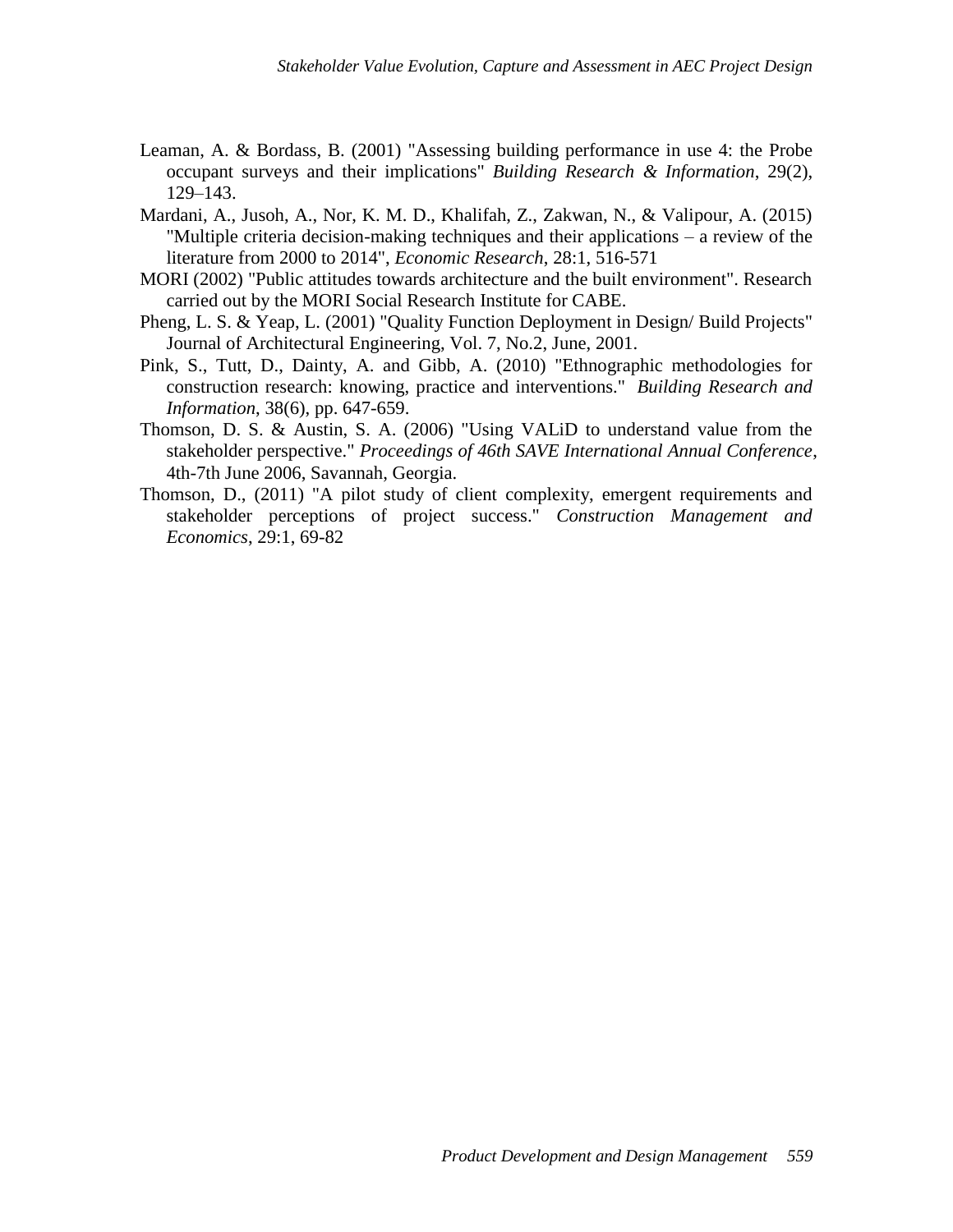Leaman, A. & Bordass, B. (2001) "Assessing building performance in use 4: the Probe occupant surveys and their implications" *Building Research & Information*, 29(2), 129–143.

Mardani, A., Jusoh, A., Nor, K. M. D., Khalifah, Z., Zakwan, N., & Valipour, A. (2015) "Multiple criteria decision-making techniques and their applications – a review of the literature from 2000 to 2014", *Economic Research*, 28:1, 516-571

MORI (2002) "Public attitudes towards architecture and the built environment". Research carried out by the MORI Social Research Institute for CABE.

Pheng, L. S. & Yeap, L. (2001) "Quality Function Deployment in Design/ Build Projects" Journal of Architectural Engineering, Vol. 7, No.2, June, 2001.

Pink, S., Tutt, D., Dainty, A. and Gibb, A. (2010) "Ethnographic methodologies for construction research: knowing, practice and interventions." *Building Research and Information*, 38(6), pp. 647-659.

Thomson, D. S. & Austin, S. A. (2006) "Using VALiD to understand value from the stakeholder perspective." *Proceedings of 46th SAVE International Annual Conference*, 4th-7th June 2006, Savannah, Georgia.

Thomson, D., (2011) "A pilot study of client complexity, emergent requirements and stakeholder perceptions of project success." *Construction Management and Economics*, 29:1, 69-82